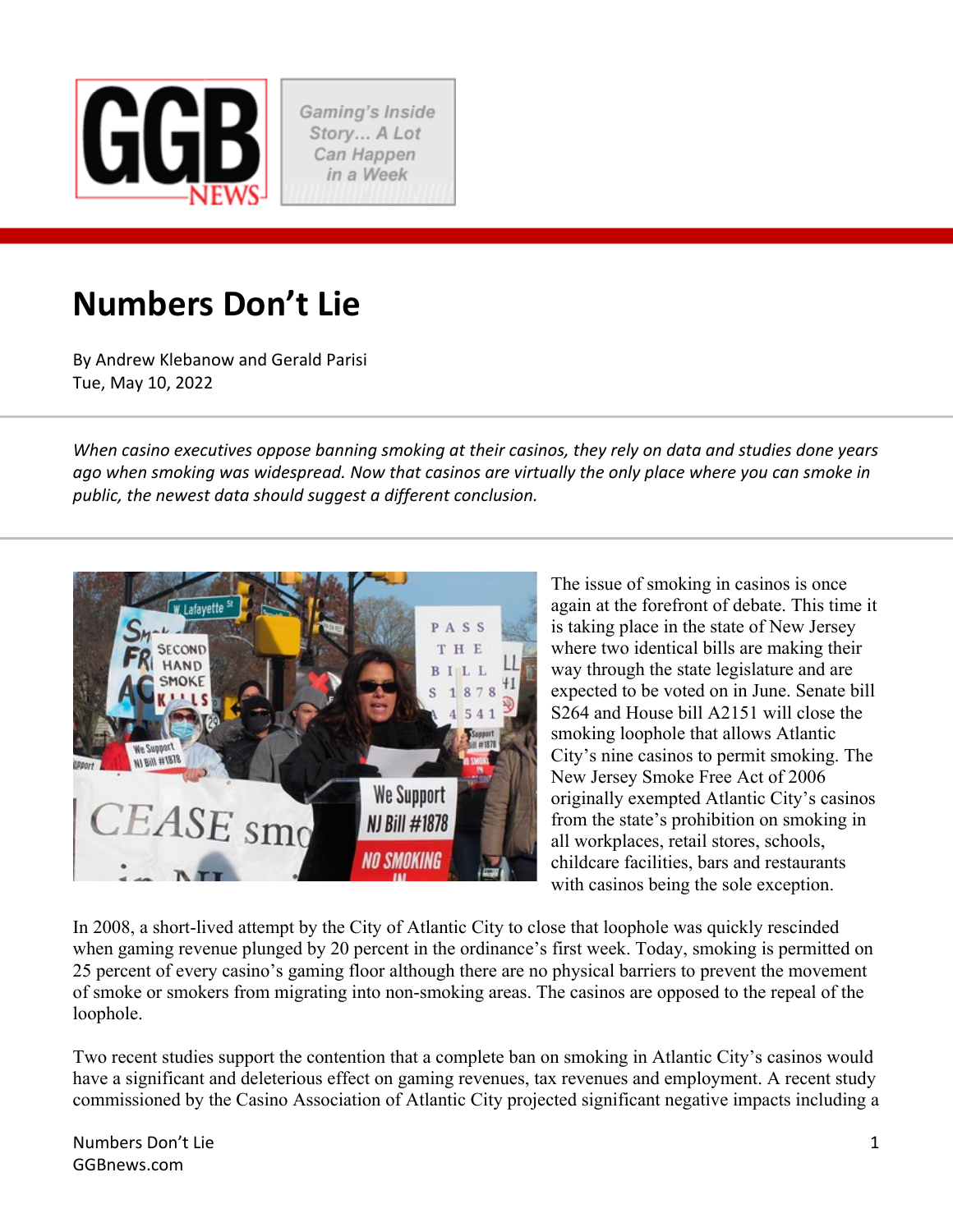# Numbers Don't Lie

By Andrew Klebanow and Gerald Parisi
Tue, May 10, 2022

*When casino executives oppose banning smoking at their casinos, they rely on data and studies done years ago when smoking was widespread. Now that casinos are virtually the only place where you can smoke in public, the newest data should suggest a different conclusion.*

The issue of smoking in casinos is once again at the forefront of debate. This time it is taking place in the state of New Jersey where two identical bills are making their way through the state legislature and are expected to be voted on in June. Senate bill S264 and House bill A2151 will close the smoking loophole that allows Atlantic City's nine casinos to permit smoking. The New Jersey Smoke Free Act of 2006 originally exempted Atlantic City's casinos from the state's prohibition on smoking in all workplaces, retail stores, schools, childcare facilities, bars and restaurants with casinos being the sole exception.

In 2008, a short-lived attempt by the City of Atlantic City to close that loophole was quickly rescinded when gaming revenue plunged by 20 percent in the ordinance's first week. Today, smoking is permitted on 25 percent of every casino's gaming floor although there are no physical barriers to prevent the movement of smoke or smokers from migrating into non-smoking areas. The casinos are opposed to the repeal of the loophole.

Two recent studies support the contention that a complete ban on smoking in Atlantic City's casinos would have a significant and deleterious effect on gaming revenues, tax revenues and employment. A recent study commissioned by the Casino Association of Atlantic City projected significant negative impacts including a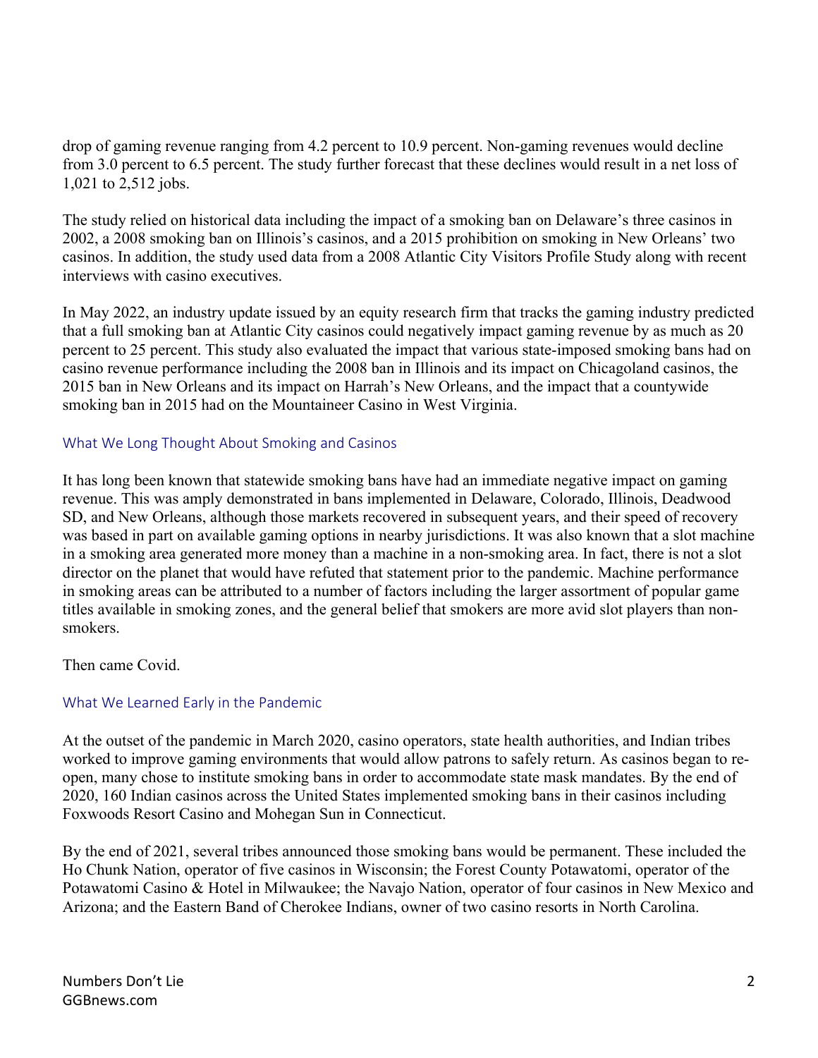drop of gaming revenue ranging from 4.2 percent to 10.9 percent. Non-gaming revenues would decline from 3.0 percent to 6.5 percent. The study further forecast that these declines would result in a net loss of 1,021 to 2,512 jobs.

The study relied on historical data including the impact of a smoking ban on Delaware's three casinos in 2002, a 2008 smoking ban on Illinois's casinos, and a 2015 prohibition on smoking in New Orleans' two casinos. In addition, the study used data from a 2008 Atlantic City Visitors Profile Study along with recent interviews with casino executives.

In May 2022, an industry update issued by an equity research firm that tracks the gaming industry predicted that a full smoking ban at Atlantic City casinos could negatively impact gaming revenue by as much as 20 percent to 25 percent. This study also evaluated the impact that various state-imposed smoking bans had on casino revenue performance including the 2008 ban in Illinois and its impact on Chicagoland casinos, the 2015 ban in New Orleans and its impact on Harrah's New Orleans, and the impact that a countywide smoking ban in 2015 had on the Mountaineer Casino in West Virginia.

## What We Long Thought About Smoking and Casinos

It has long been known that statewide smoking bans have had an immediate negative impact on gaming revenue. This was amply demonstrated in bans implemented in Delaware, Colorado, Illinois, Deadwood SD, and New Orleans, although those markets recovered in subsequent years, and their speed of recovery was based in part on available gaming options in nearby jurisdictions. It was also known that a slot machine in a smoking area generated more money than a machine in a non-smoking area. In fact, there is not a slot director on the planet that would have refuted that statement prior to the pandemic. Machine performance in smoking areas can be attributed to a number of factors including the larger assortment of popular game titles available in smoking zones, and the general belief that smokers are more avid slot players than non-smokers.

Then came Covid.

## What We Learned Early in the Pandemic

At the outset of the pandemic in March 2020, casino operators, state health authorities, and Indian tribes worked to improve gaming environments that would allow patrons to safely return. As casinos began to re-open, many chose to institute smoking bans in order to accommodate state mask mandates. By the end of 2020, 160 Indian casinos across the United States implemented smoking bans in their casinos including Foxwoods Resort Casino and Mohegan Sun in Connecticut.

By the end of 2021, several tribes announced those smoking bans would be permanent. These included the Ho Chunk Nation, operator of five casinos in Wisconsin; the Forest County Potawatomi, operator of the Potawatomi Casino & Hotel in Milwaukee; the Navajo Nation, operator of four casinos in New Mexico and Arizona; and the Eastern Band of Cherokee Indians, owner of two casino resorts in North Carolina.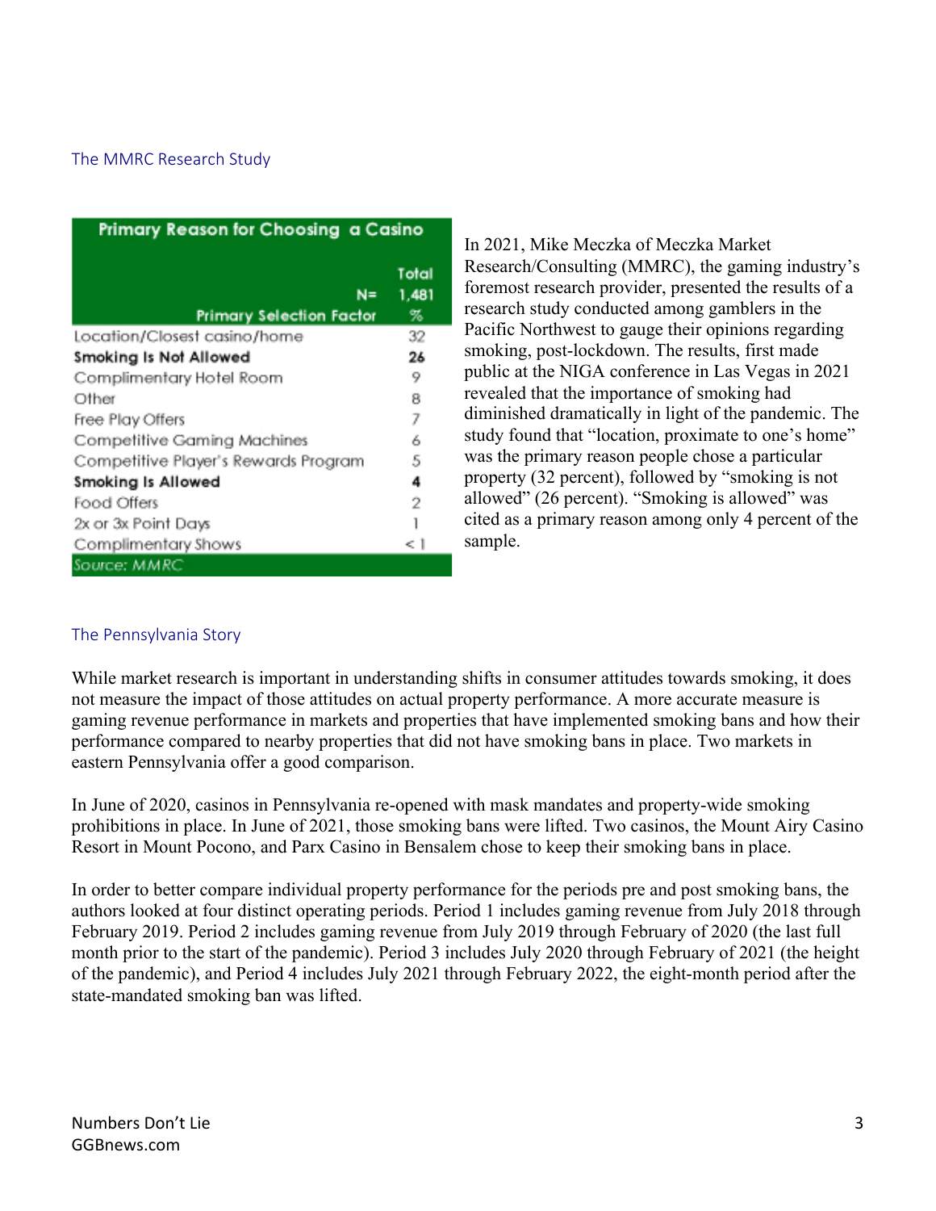## The MMRC Research Study

| Primary Reason for Choosing a Casino | |
|---|---|
| N= | Total 1,481 |
| Primary Selection Factor | % |
| Location/Closest casino/home | 32 |
| **Smoking Is Not Allowed** | **26** |
| Complimentary Hotel Room | 9 |
| Other | 8 |
| Free Play Offers | 7 |
| Competitive Gaming Machines | 6 |
| Competitive Player's Rewards Program | 5 |
| **Smoking Is Allowed** | **4** |
| Food Offers | 2 |
| 2x or 3x Point Days | 1 |
| Complimentary Shows | < 1 |

*Source: MMRC*

In 2021, Mike Meczka of Meczka Market Research/Consulting (MMRC), the gaming industry's foremost research provider, presented the results of a research study conducted among gamblers in the Pacific Northwest to gauge their opinions regarding smoking, post-lockdown. The results, first made public at the NIGA conference in Las Vegas in 2021 revealed that the importance of smoking had diminished dramatically in light of the pandemic. The study found that "location, proximate to one's home" was the primary reason people chose a particular property (32 percent), followed by "smoking is not allowed" (26 percent). "Smoking is allowed" was cited as a primary reason among only 4 percent of the sample.

## The Pennsylvania Story

While market research is important in understanding shifts in consumer attitudes towards smoking, it does not measure the impact of those attitudes on actual property performance. A more accurate measure is gaming revenue performance in markets and properties that have implemented smoking bans and how their performance compared to nearby properties that did not have smoking bans in place. Two markets in eastern Pennsylvania offer a good comparison.

In June of 2020, casinos in Pennsylvania re-opened with mask mandates and property-wide smoking prohibitions in place. In June of 2021, those smoking bans were lifted. Two casinos, the Mount Airy Casino Resort in Mount Pocono, and Parx Casino in Bensalem chose to keep their smoking bans in place.

In order to better compare individual property performance for the periods pre and post smoking bans, the authors looked at four distinct operating periods. Period 1 includes gaming revenue from July 2018 through February 2019. Period 2 includes gaming revenue from July 2019 through February of 2020 (the last full month prior to the start of the pandemic). Period 3 includes July 2020 through February of 2021 (the height of the pandemic), and Period 4 includes July 2021 through February 2022, the eight-month period after the state-mandated smoking ban was lifted.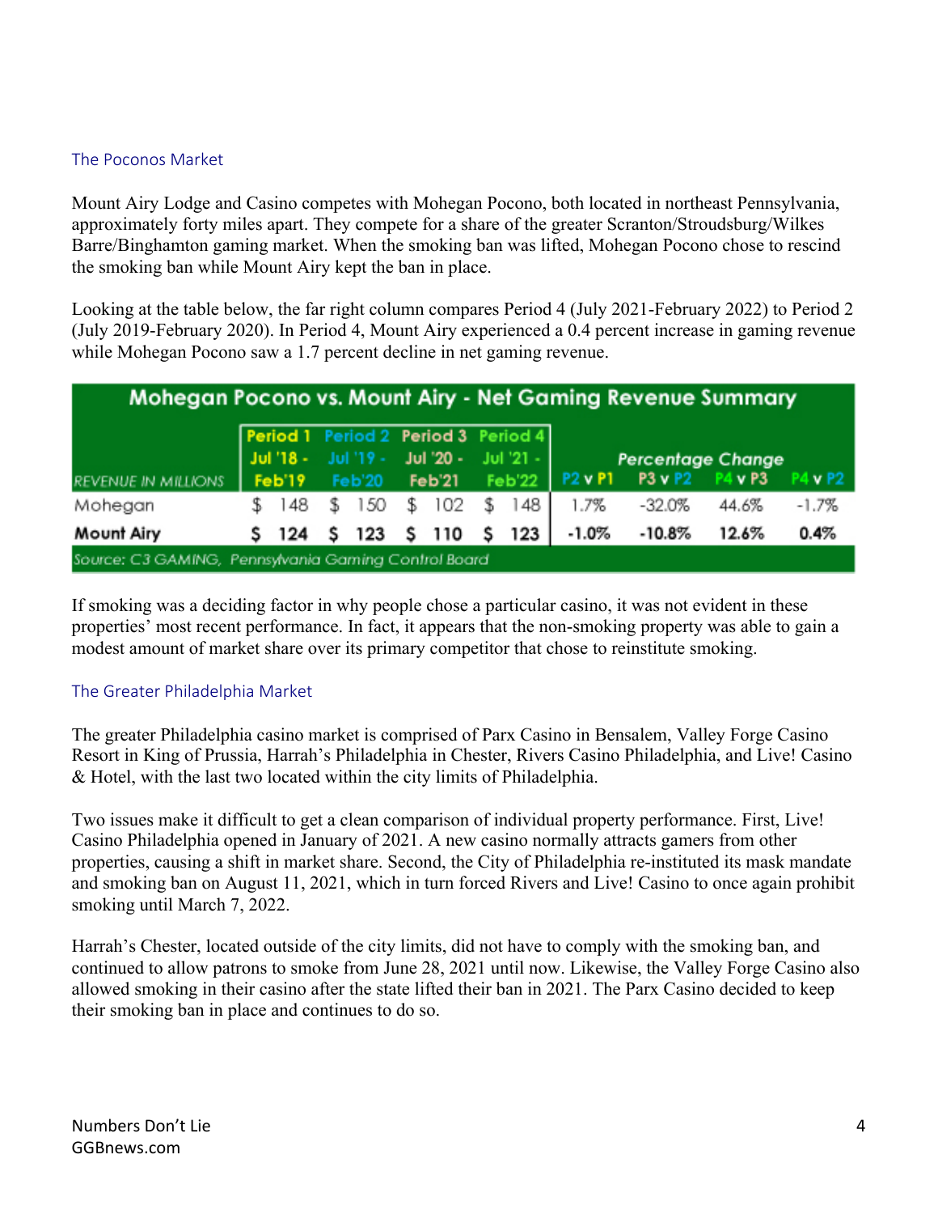## The Poconos Market

Mount Airy Lodge and Casino competes with Mohegan Pocono, both located in northeast Pennsylvania, approximately forty miles apart. They compete for a share of the greater Scranton/Stroudsburg/Wilkes Barre/Binghamton gaming market. When the smoking ban was lifted, Mohegan Pocono chose to rescind the smoking ban while Mount Airy kept the ban in place.

Looking at the table below, the far right column compares Period 4 (July 2021-February 2022) to Period 2 (July 2019-February 2020). In Period 4, Mount Airy experienced a 0.4 percent increase in gaming revenue while Mohegan Pocono saw a 1.7 percent decline in net gaming revenue.

| Mohegan Pocono vs. Mount Airy - Net Gaming Revenue Summary | | | | | | | | |
|---|---|---|---|---|---|---|---|---|
| | Period 1 | Period 2 | Period 3 | Period 4 | Percentage Change | | | |
| REVENUE IN MILLIONS | Jul '18 - Feb'19 | Jul '19 - Feb'20 | Jul '20 - Feb'21 | Jul '21 - Feb'22 | P2 v P1 | P3 v P2 | P4 v P3 | P4 v P2 |
| Mohegan | $ 148 | $ 150 | $ 102 | $ 148 | 1.7% | -32.0% | 44.6% | -1.7% |
| **Mount Airy** | **$ 124** | **$ 123** | **$ 110** | **$ 123** | **-1.0%** | **-10.8%** | **12.6%** | **0.4%** |

*Source: C3 GAMING, Pennsylvania Gaming Control Board*

If smoking was a deciding factor in why people chose a particular casino, it was not evident in these properties' most recent performance. In fact, it appears that the non-smoking property was able to gain a modest amount of market share over its primary competitor that chose to reinstitute smoking.

## The Greater Philadelphia Market

The greater Philadelphia casino market is comprised of Parx Casino in Bensalem, Valley Forge Casino Resort in King of Prussia, Harrah's Philadelphia in Chester, Rivers Casino Philadelphia, and Live! Casino & Hotel, with the last two located within the city limits of Philadelphia.

Two issues make it difficult to get a clean comparison of individual property performance. First, Live! Casino Philadelphia opened in January of 2021. A new casino normally attracts gamers from other properties, causing a shift in market share. Second, the City of Philadelphia re-instituted its mask mandate and smoking ban on August 11, 2021, which in turn forced Rivers and Live! Casino to once again prohibit smoking until March 7, 2022.

Harrah's Chester, located outside of the city limits, did not have to comply with the smoking ban, and continued to allow patrons to smoke from June 28, 2021 until now. Likewise, the Valley Forge Casino also allowed smoking in their casino after the state lifted their ban in 2021. The Parx Casino decided to keep their smoking ban in place and continues to do so.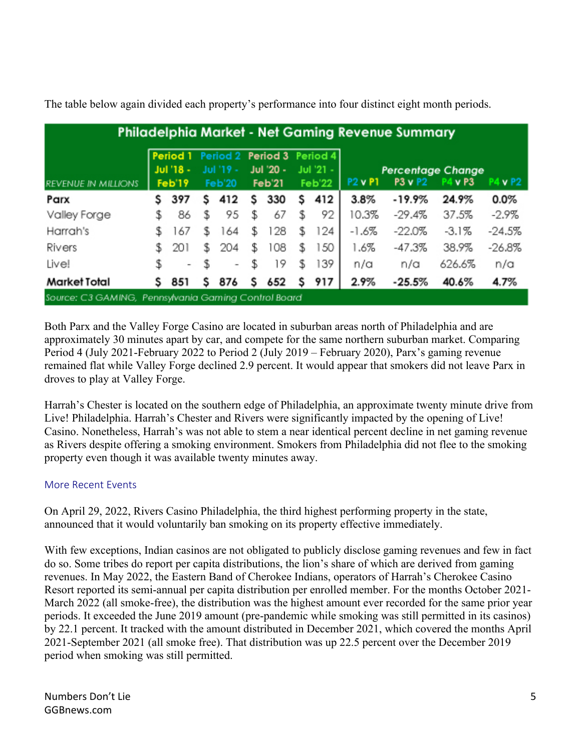The table below again divided each property's performance into four distinct eight month periods.

| Philadelphia Market - Net Gaming Revenue Summary | | | | | | | | |
|---|---|---|---|---|---|---|---|---|
| REVENUE IN MILLIONS | Period 1 Jul '18 - Feb'19 | Period 2 Jul '19 - Feb'20 | Period 3 Jul '20 - Feb'21 | Period 4 Jul '21 - Feb'22 | Percentage Change P2 v P1 | P3 v P2 | P4 v P3 | P4 v P2 |
| **Parx** | **$ 397** | **$ 412** | **$ 330** | **$ 412** | **3.8%** | **-19.9%** | **24.9%** | **0.0%** |
| Valley Forge | $ 86 | $ 95 | $ 67 | $ 92 | 10.3% | -29.4% | 37.5% | -2.9% |
| Harrah's | $ 167 | $ 164 | $ 128 | $ 124 | -1.6% | -22.0% | -3.1% | -24.5% |
| Rivers | $ 201 | $ 204 | $ 108 | $ 150 | 1.6% | -47.3% | 38.9% | -26.8% |
| Live! | $ - | $ - | $ 19 | $ 139 | n/a | n/a | 626.6% | n/a |
| **Market Total** | **$ 851** | **$ 876** | **$ 652** | **$ 917** | **2.9%** | **-25.5%** | **40.6%** | **4.7%** |

Source: C3 GAMING, Pennsylvania Gaming Control Board

Both Parx and the Valley Forge Casino are located in suburban areas north of Philadelphia and are approximately 30 minutes apart by car, and compete for the same northern suburban market. Comparing Period 4 (July 2021-February 2022 to Period 2 (July 2019 – February 2020), Parx's gaming revenue remained flat while Valley Forge declined 2.9 percent. It would appear that smokers did not leave Parx in droves to play at Valley Forge.

Harrah's Chester is located on the southern edge of Philadelphia, an approximate twenty minute drive from Live! Philadelphia. Harrah's Chester and Rivers were significantly impacted by the opening of Live! Casino. Nonetheless, Harrah's was not able to stem a near identical percent decline in net gaming revenue as Rivers despite offering a smoking environment. Smokers from Philadelphia did not flee to the smoking property even though it was available twenty minutes away.

## More Recent Events

On April 29, 2022, Rivers Casino Philadelphia, the third highest performing property in the state, announced that it would voluntarily ban smoking on its property effective immediately.

With few exceptions, Indian casinos are not obligated to publicly disclose gaming revenues and few in fact do so. Some tribes do report per capita distributions, the lion's share of which are derived from gaming revenues. In May 2022, the Eastern Band of Cherokee Indians, operators of Harrah's Cherokee Casino Resort reported its semi-annual per capita distribution per enrolled member. For the months October 2021-March 2022 (all smoke-free), the distribution was the highest amount ever recorded for the same prior year periods. It exceeded the June 2019 amount (pre-pandemic while smoking was still permitted in its casinos) by 22.1 percent. It tracked with the amount distributed in December 2021, which covered the months April 2021-September 2021 (all smoke free). That distribution was up 22.5 percent over the December 2019 period when smoking was still permitted.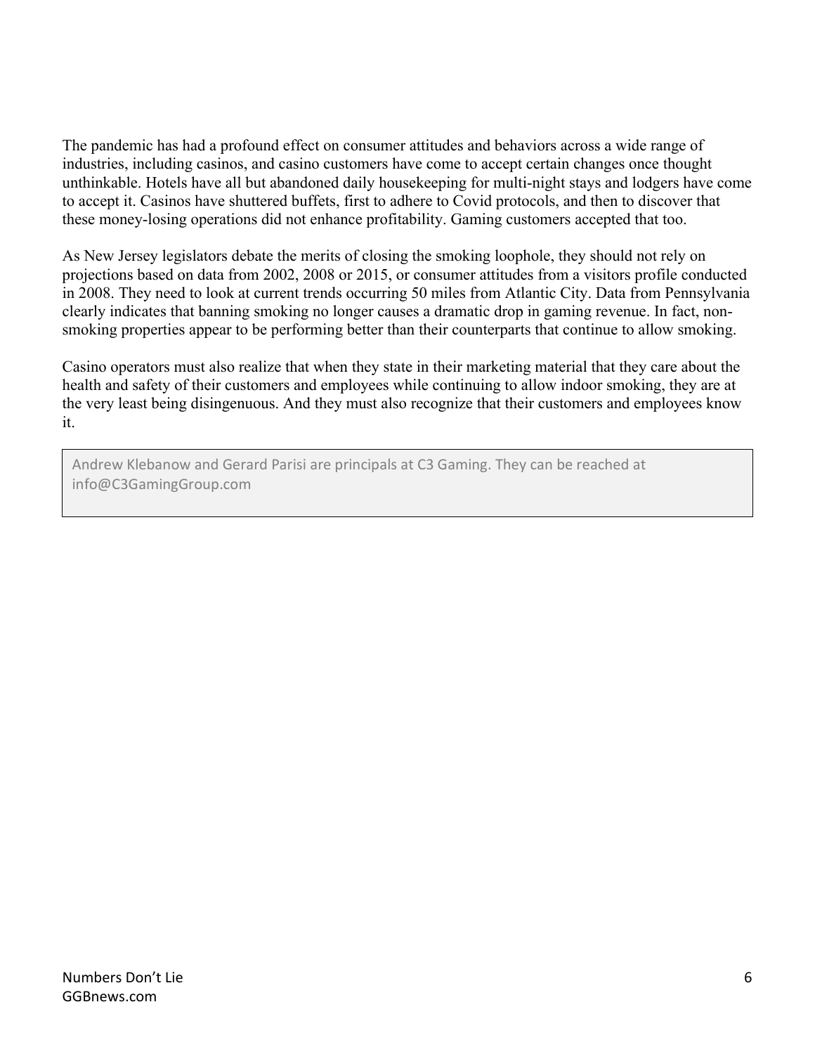The pandemic has had a profound effect on consumer attitudes and behaviors across a wide range of industries, including casinos, and casino customers have come to accept certain changes once thought unthinkable. Hotels have all but abandoned daily housekeeping for multi-night stays and lodgers have come to accept it. Casinos have shuttered buffets, first to adhere to Covid protocols, and then to discover that these money-losing operations did not enhance profitability. Gaming customers accepted that too.

As New Jersey legislators debate the merits of closing the smoking loophole, they should not rely on projections based on data from 2002, 2008 or 2015, or consumer attitudes from a visitors profile conducted in 2008. They need to look at current trends occurring 50 miles from Atlantic City. Data from Pennsylvania clearly indicates that banning smoking no longer causes a dramatic drop in gaming revenue. In fact, non-smoking properties appear to be performing better than their counterparts that continue to allow smoking.

Casino operators must also realize that when they state in their marketing material that they care about the health and safety of their customers and employees while continuing to allow indoor smoking, they are at the very least being disingenuous. And they must also recognize that their customers and employees know it.

Andrew Klebanow and Gerard Parisi are principals at C3 Gaming. They can be reached at info@C3GamingGroup.com